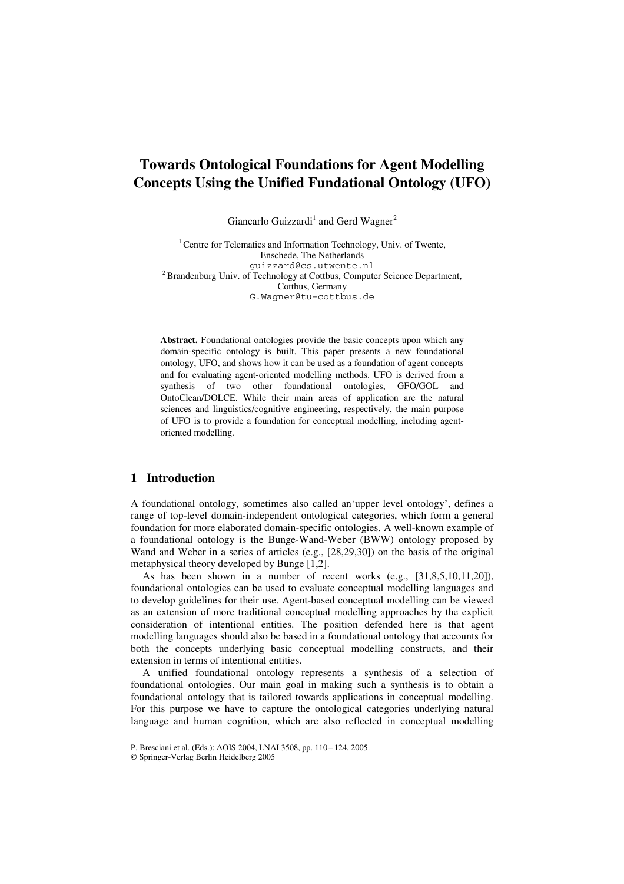# Towards Ontological Foundations for Agent Modelling Concepts Using the Unified Fundational Ontology (UFO)

Giancarlo Guizzardi[1] and Gerd Wagner[2]

[1] Centre for Telematics and Information Technology, Univ. of Twente, Enschede, The Netherlands
guizzard@cs.utwente.nl
[2] Brandenburg Univ. of Technology at Cottbus, Computer Science Department, Cottbus, Germany
G.Wagner@tu-cottbus.de

**Abstract.** Foundational ontologies provide the basic concepts upon which any domain-specific ontology is built. This paper presents a new foundational ontology, UFO, and shows how it can be used as a foundation of agent concepts and for evaluating agent-oriented modelling methods. UFO is derived from a synthesis of two other foundational ontologies, GFO/GOL and OntoClean/DOLCE. While their main areas of application are the natural sciences and linguistics/cognitive engineering, respectively, the main purpose of UFO is to provide a foundation for conceptual modelling, including agent-oriented modelling.

## 1 Introduction

A foundational ontology, sometimes also called an'upper level ontology', defines a range of top-level domain-independent ontological categories, which form a general foundation for more elaborated domain-specific ontologies. A well-known example of a foundational ontology is the Bunge-Wand-Weber (BWW) ontology proposed by Wand and Weber in a series of articles (e.g., [28,29,30]) on the basis of the original metaphysical theory developed by Bunge [1,2].

As has been shown in a number of recent works (e.g., [31,8,5,10,11,20]), foundational ontologies can be used to evaluate conceptual modelling languages and to develop guidelines for their use. Agent-based conceptual modelling can be viewed as an extension of more traditional conceptual modelling approaches by the explicit consideration of intentional entities. The position defended here is that agent modelling languages should also be based in a foundational ontology that accounts for both the concepts underlying basic conceptual modelling constructs, and their extension in terms of intentional entities.

A unified foundational ontology represents a synthesis of a selection of foundational ontologies. Our main goal in making such a synthesis is to obtain a foundational ontology that is tailored towards applications in conceptual modelling. For this purpose we have to capture the ontological categories underlying natural language and human cognition, which are also reflected in conceptual modelling

P. Bresciani et al. (Eds.): AOIS 2004, LNAI 3508, pp. 110 – 124, 2005.
© Springer-Verlag Berlin Heidelberg 2005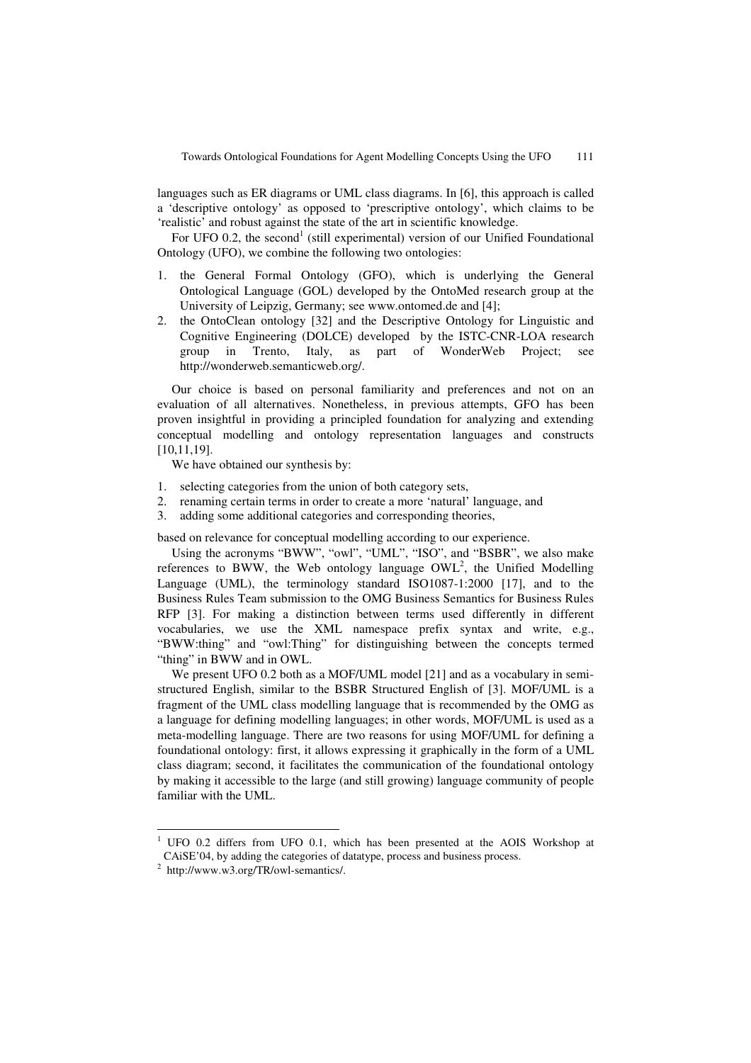languages such as ER diagrams or UML class diagrams. In [6], this approach is called a 'descriptive ontology' as opposed to 'prescriptive ontology', which claims to be 'realistic' and robust against the state of the art in scientific knowledge.

For UFO 0.2, the second[1] (still experimental) version of our Unified Foundational Ontology (UFO), we combine the following two ontologies:

1. the General Formal Ontology (GFO), which is underlying the General Ontological Language (GOL) developed by the OntoMed research group at the University of Leipzig, Germany; see www.ontomed.de and [4];
2. the OntoClean ontology [32] and the Descriptive Ontology for Linguistic and Cognitive Engineering (DOLCE) developed by the ISTC-CNR-LOA research group in Trento, Italy, as part of WonderWeb Project; see http://wonderweb.semanticweb.org/.

Our choice is based on personal familiarity and preferences and not on an evaluation of all alternatives. Nonetheless, in previous attempts, GFO has been proven insightful in providing a principled foundation for analyzing and extending conceptual modelling and ontology representation languages and constructs [10,11,19].

We have obtained our synthesis by:

1. selecting categories from the union of both category sets,
2. renaming certain terms in order to create a more 'natural' language, and
3. adding some additional categories and corresponding theories,

based on relevance for conceptual modelling according to our experience.

Using the acronyms "BWW", "owl", "UML", "ISO", and "BSBR", we also make references to BWW, the Web ontology language OWL[2], the Unified Modelling Language (UML), the terminology standard ISO1087-1:2000 [17], and to the Business Rules Team submission to the OMG Business Semantics for Business Rules RFP [3]. For making a distinction between terms used differently in different vocabularies, we use the XML namespace prefix syntax and write, e.g., "BWW:thing" and "owl:Thing" for distinguishing between the concepts termed "thing" in BWW and in OWL.

We present UFO 0.2 both as a MOF/UML model [21] and as a vocabulary in semi-structured English, similar to the BSBR Structured English of [3]. MOF/UML is a fragment of the UML class modelling language that is recommended by the OMG as a language for defining modelling languages; in other words, MOF/UML is used as a meta-modelling language. There are two reasons for using MOF/UML for defining a foundational ontology: first, it allows expressing it graphically in the form of a UML class diagram; second, it facilitates the communication of the foundational ontology by making it accessible to the large (and still growing) language community of people familiar with the UML.

---

[1] UFO 0.2 differs from UFO 0.1, which has been presented at the AOIS Workshop at CAiSE'04, by adding the categories of datatype, process and business process.

[2] http://www.w3.org/TR/owl-semantics/.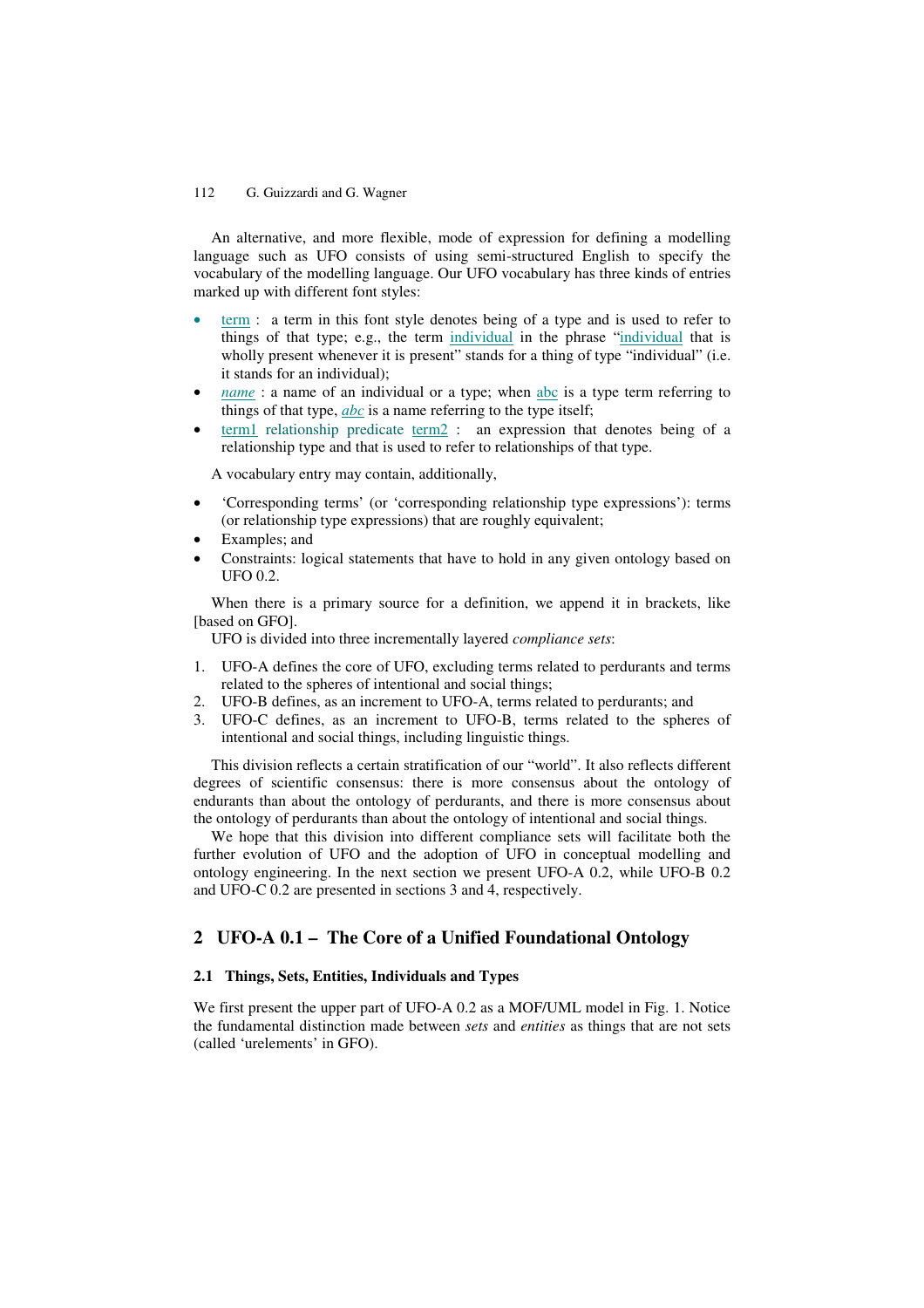An alternative, and more flexible, mode of expression for defining a modelling language such as UFO consists of using semi-structured English to specify the vocabulary of the modelling language. Our UFO vocabulary has three kinds of entries marked up with different font styles:

- term : a term in this font style denotes being of a type and is used to refer to things of that type; e.g., the term individual in the phrase "individual that is wholly present whenever it is present" stands for a thing of type "individual" (i.e. it stands for an individual);
- *name* : a name of an individual or a type; when abc is a type term referring to things of that type, *abc* is a name referring to the type itself;
- term1 relationship predicate term2 : an expression that denotes being of a relationship type and that is used to refer to relationships of that type.

A vocabulary entry may contain, additionally,

- 'Corresponding terms' (or 'corresponding relationship type expressions'): terms (or relationship type expressions) that are roughly equivalent;
- Examples; and
- Constraints: logical statements that have to hold in any given ontology based on UFO 0.2.

When there is a primary source for a definition, we append it in brackets, like [based on GFO].

UFO is divided into three incrementally layered *compliance sets*:

1. UFO-A defines the core of UFO, excluding terms related to perdurants and terms related to the spheres of intentional and social things;
2. UFO-B defines, as an increment to UFO-A, terms related to perdurants; and
3. UFO-C defines, as an increment to UFO-B, terms related to the spheres of intentional and social things, including linguistic things.

This division reflects a certain stratification of our "world". It also reflects different degrees of scientific consensus: there is more consensus about the ontology of endurants than about the ontology of perdurants, and there is more consensus about the ontology of perdurants than about the ontology of intentional and social things.

We hope that this division into different compliance sets will facilitate both the further evolution of UFO and the adoption of UFO in conceptual modelling and ontology engineering. In the next section we present UFO-A 0.2, while UFO-B 0.2 and UFO-C 0.2 are presented in sections 3 and 4, respectively.

## 2 UFO-A 0.1 – The Core of a Unified Foundational Ontology

### 2.1 Things, Sets, Entities, Individuals and Types

We first present the upper part of UFO-A 0.2 as a MOF/UML model in Fig. 1. Notice the fundamental distinction made between *sets* and *entities* as things that are not sets (called 'urelements' in GFO).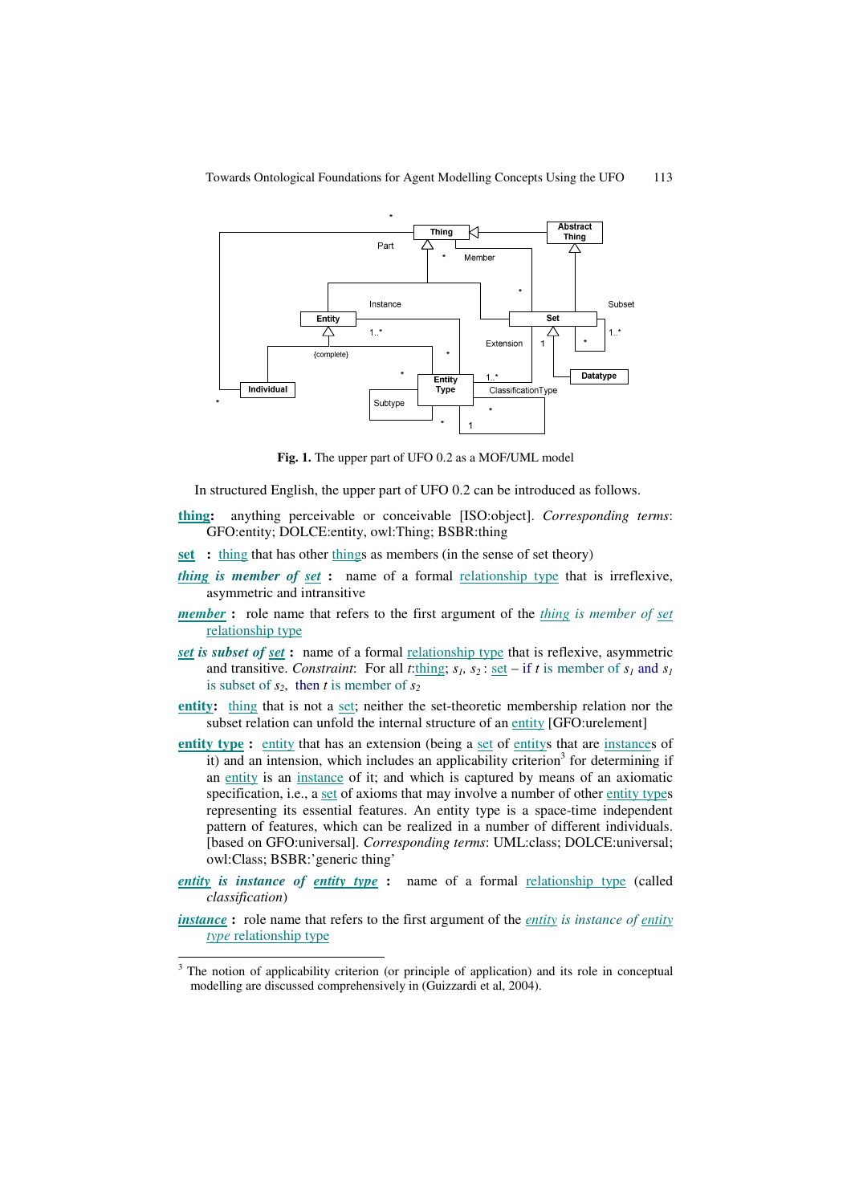**Fig. 1.** The upper part of UFO 0.2 as a MOF/UML model

In structured English, the upper part of UFO 0.2 can be introduced as follows.

**thing:** anything perceivable or conceivable [ISO:object]. *Corresponding terms*: GFO:entity; DOLCE:entity, owl:Thing; BSBR:thing

**set :** thing that has other things as members (in the sense of set theory)

***thing is member of set*** **:** name of a formal relationship type that is irreflexive, asymmetric and intransitive

***member*** **:** role name that refers to the first argument of the *thing is member of set* relationship type

***set is subset of set*** **:** name of a formal relationship type that is reflexive, asymmetric and transitive. *Constraint*: For all *t*:thing; $s_1$, $s_2$ : set – if *t* is member of $s_1$ and $s_1$ is subset of $s_2$, then *t* is member of $s_2$

**entity:** thing that is not a set; neither the set-theoretic membership relation nor the subset relation can unfold the internal structure of an entity [GFO:urelement]

**entity type :** entity that has an extension (being a set of entitys that are instances of it) and an intension, which includes an applicability criterion[3] for determining if an entity is an instance of it; and which is captured by means of an axiomatic specification, i.e., a set of axioms that may involve a number of other entity types representing its essential features. An entity type is a space-time independent pattern of features, which can be realized in a number of different individuals. [based on GFO:universal]. *Corresponding terms*: UML:class; DOLCE:universal; owl:Class; BSBR:'generic thing'

***entity is instance of entity type*** **:** name of a formal relationship type (called *classification*)

***instance*** **:** role name that refers to the first argument of the *entity is instance of entity type* relationship type

---

[3] The notion of applicability criterion (or principle of application) and its role in conceptual modelling are discussed comprehensively in (Guizzardi et al, 2004).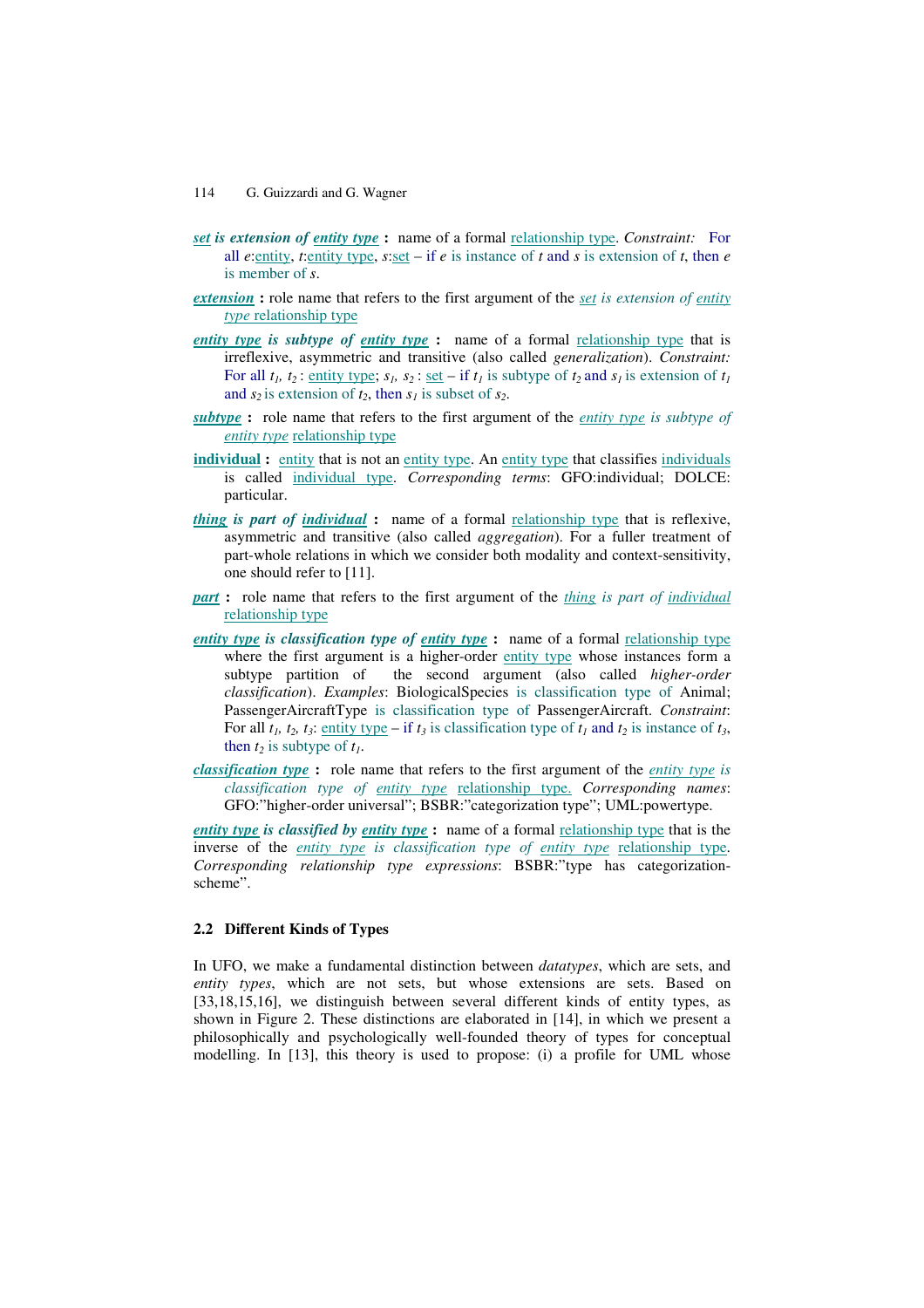***set is extension of entity type*** **:** name of a formal relationship type. *Constraint:* For all *e*:entity, *t*:entity type, *s*:set – if *e* is instance of *t* and *s* is extension of *t*, then *e* is member of *s*.

***extension*** **:** role name that refers to the first argument of the *set is extension of entity type* relationship type

***entity type is subtype of entity type*** **:** name of a formal relationship type that is irreflexive, asymmetric and transitive (also called *generalization*). *Constraint:* For all $t_1$, $t_2$ : entity type; $s_1$, $s_2$ : set – if $t_1$ is subtype of $t_2$ and $s_1$ is extension of $t_1$ and $s_2$ is extension of $t_2$, then $s_1$ is subset of $s_2$.

***subtype*** **:** role name that refers to the first argument of the *entity type is subtype of entity type* relationship type

**individual :** entity that is not an entity type. An entity type that classifies individuals is called individual type. *Corresponding terms*: GFO:individual; DOLCE: particular.

***thing is part of individual*** **:** name of a formal relationship type that is reflexive, asymmetric and transitive (also called *aggregation*). For a fuller treatment of part-whole relations in which we consider both modality and context-sensitivity, one should refer to [11].

***part*** **:** role name that refers to the first argument of the *thing is part of individual* relationship type

***entity type is classification type of entity type*** **:** name of a formal relationship type where the first argument is a higher-order entity type whose instances form a subtype partition of the second argument (also called *higher-order classification*). *Examples*: BiologicalSpecies is classification type of Animal; PassengerAircraftType is classification type of PassengerAircraft. *Constraint*: For all $t_1$, $t_2$, $t_3$: entity type – if $t_3$ is classification type of $t_1$ and $t_2$ is instance of $t_3$, then $t_2$ is subtype of $t_1$.

***classification type*** **:** role name that refers to the first argument of the *entity type is classification type of entity type* relationship type. *Corresponding names*: GFO:"higher-order universal"; BSBR:"categorization type"; UML:powertype.

***entity type is classified by entity type*** **:** name of a formal relationship type that is the inverse of the *entity type is classification type of entity type* relationship type. *Corresponding relationship type expressions*: BSBR:"type has categorization-scheme".

### 2.2 Different Kinds of Types

In UFO, we make a fundamental distinction between *datatypes*, which are sets, and *entity types*, which are not sets, but whose extensions are sets. Based on [33,18,15,16], we distinguish between several different kinds of entity types, as shown in Figure 2. These distinctions are elaborated in [14], in which we present a philosophically and psychologically well-founded theory of types for conceptual modelling. In [13], this theory is used to propose: (i) a profile for UML whose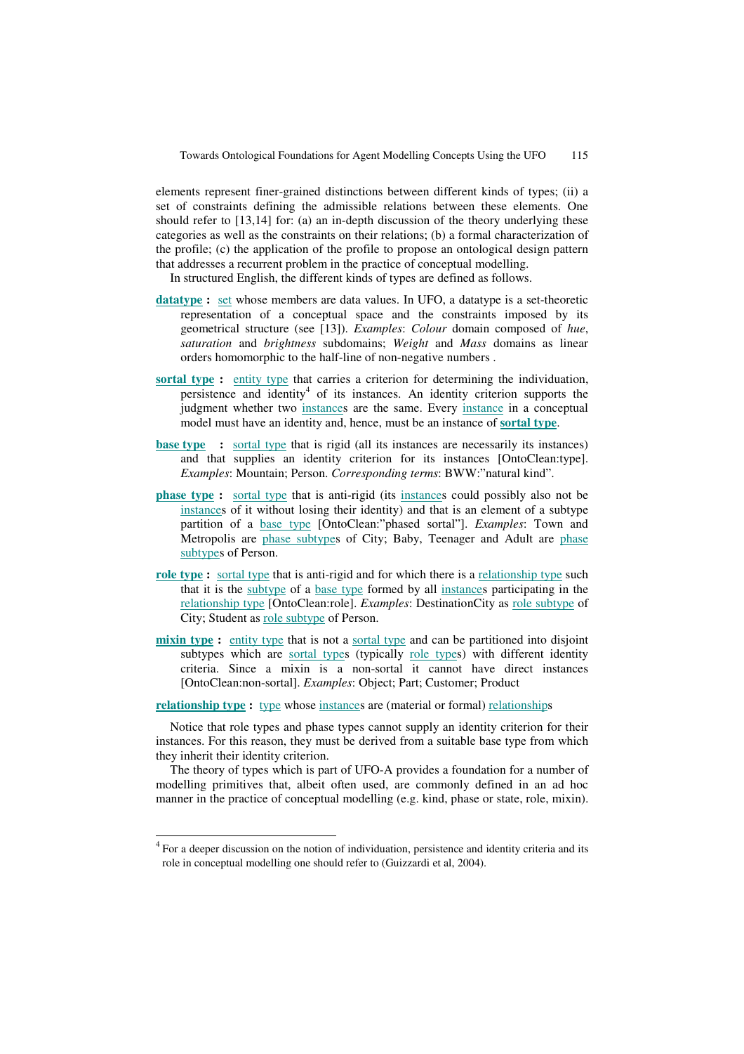elements represent finer-grained distinctions between different kinds of types; (ii) a set of constraints defining the admissible relations between these elements. One should refer to [13,14] for: (a) an in-depth discussion of the theory underlying these categories as well as the constraints on their relations; (b) a formal characterization of the profile; (c) the application of the profile to propose an ontological design pattern that addresses a recurrent problem in the practice of conceptual modelling.

In structured English, the different kinds of types are defined as follows.

**datatype :** set whose members are data values. In UFO, a datatype is a set-theoretic representation of a conceptual space and the constraints imposed by its geometrical structure (see [13]). *Examples*: *Colour* domain composed of *hue*, *saturation* and *brightness* subdomains; *Weight* and *Mass* domains as linear orders homomorphic to the half-line of non-negative numbers .

**sortal type :** entity type that carries a criterion for determining the individuation, persistence and identity[4] of its instances. An identity criterion supports the judgment whether two instances are the same. Every instance in a conceptual model must have an identity and, hence, must be an instance of **sortal type**.

**base type :** sortal type that is rigid (all its instances are necessarily its instances) and that supplies an identity criterion for its instances [OntoClean:type]. *Examples*: Mountain; Person. *Corresponding terms*: BWW:"natural kind".

**phase type :** sortal type that is anti-rigid (its instances could possibly also not be instances of it without losing their identity) and that is an element of a subtype partition of a base type [OntoClean:"phased sortal"]. *Examples*: Town and Metropolis are phase subtypes of City; Baby, Teenager and Adult are phase subtypes of Person.

**role type :** sortal type that is anti-rigid and for which there is a relationship type such that it is the subtype of a base type formed by all instances participating in the relationship type [OntoClean:role]. *Examples*: DestinationCity as role subtype of City; Student as role subtype of Person.

**mixin type :** entity type that is not a sortal type and can be partitioned into disjoint subtypes which are sortal types (typically role types) with different identity criteria. Since a mixin is a non-sortal it cannot have direct instances [OntoClean:non-sortal]. *Examples*: Object; Part; Customer; Product

**relationship type :** type whose instances are (material or formal) relationships

Notice that role types and phase types cannot supply an identity criterion for their instances. For this reason, they must be derived from a suitable base type from which they inherit their identity criterion.

The theory of types which is part of UFO-A provides a foundation for a number of modelling primitives that, albeit often used, are commonly defined in an ad hoc manner in the practice of conceptual modelling (e.g. kind, phase or state, role, mixin).

---

[4] For a deeper discussion on the notion of individuation, persistence and identity criteria and its role in conceptual modelling one should refer to (Guizzardi et al, 2004).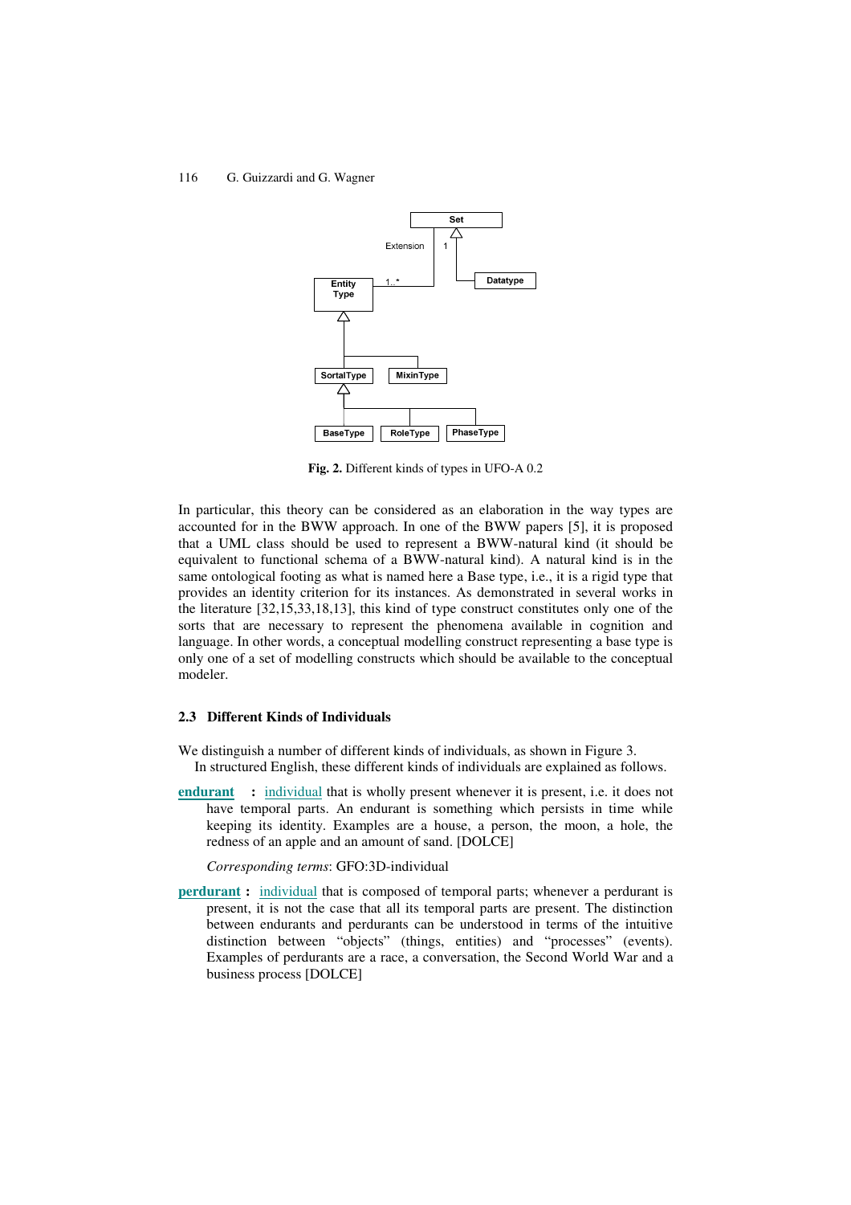**Fig. 2.** Different kinds of types in UFO-A 0.2

In particular, this theory can be considered as an elaboration in the way types are accounted for in the BWW approach. In one of the BWW papers [5], it is proposed that a UML class should be used to represent a BWW-natural kind (it should be equivalent to functional schema of a BWW-natural kind). A natural kind is in the same ontological footing as what is named here a Base type, i.e., it is a rigid type that provides an identity criterion for its instances. As demonstrated in several works in the literature [32,15,33,18,13], this kind of type construct constitutes only one of the sorts that are necessary to represent the phenomena available in cognition and language. In other words, a conceptual modelling construct representing a base type is only one of a set of modelling constructs which should be available to the conceptual modeler.

### 2.3 Different Kinds of Individuals

We distinguish a number of different kinds of individuals, as shown in Figure 3.

In structured English, these different kinds of individuals are explained as follows.

**endurant** : individual that is wholly present whenever it is present, i.e. it does not have temporal parts. An endurant is something which persists in time while keeping its identity. Examples are a house, a person, the moon, a hole, the redness of an apple and an amount of sand. [DOLCE]

*Corresponding terms*: GFO:3D-individual

**perdurant** : individual that is composed of temporal parts; whenever a perdurant is present, it is not the case that all its temporal parts are present. The distinction between endurants and perdurants can be understood in terms of the intuitive distinction between "objects" (things, entities) and "processes" (events). Examples of perdurants are a race, a conversation, the Second World War and a business process [DOLCE]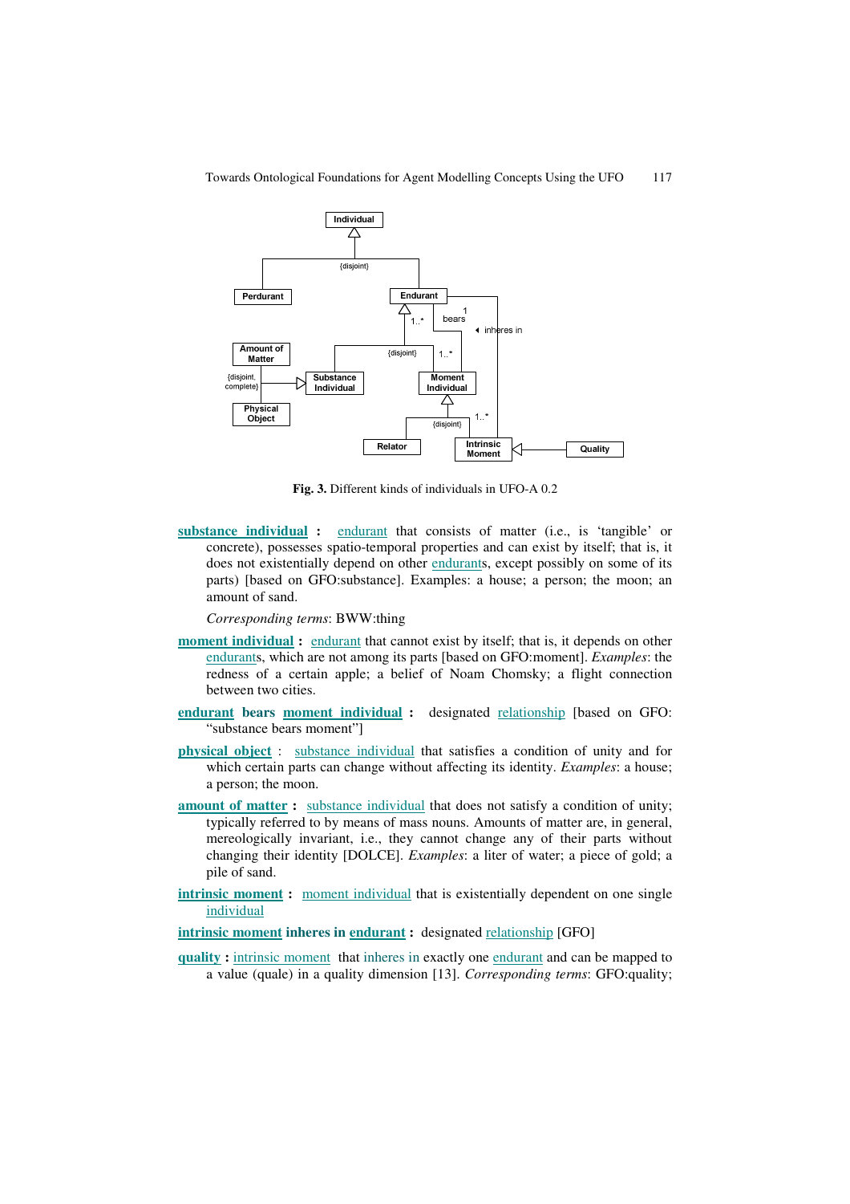Fig. 3. Different kinds of individuals in UFO-A 0.2

**substance individual** : endurant that consists of matter (i.e., is 'tangible' or concrete), possesses spatio-temporal properties and can exist by itself; that is, it does not existentially depend on other endurants, except possibly on some of its parts) [based on GFO:substance]. Examples: a house; a person; the moon; an amount of sand.

*Corresponding terms*: BWW:thing

**moment individual** : endurant that cannot exist by itself; that is, it depends on other endurants, which are not among its parts [based on GFO:moment]. *Examples*: the redness of a certain apple; a belief of Noam Chomsky; a flight connection between two cities.

**endurant bears moment individual** : designated relationship [based on GFO: "substance bears moment"]

**physical object** : substance individual that satisfies a condition of unity and for which certain parts can change without affecting its identity. *Examples*: a house; a person; the moon.

**amount of matter** : substance individual that does not satisfy a condition of unity; typically referred to by means of mass nouns. Amounts of matter are, in general, mereologically invariant, i.e., they cannot change any of their parts without changing their identity [DOLCE]. *Examples*: a liter of water; a piece of gold; a pile of sand.

**intrinsic moment** : moment individual that is existentially dependent on one single individual

**intrinsic moment inheres in endurant** : designated relationship [GFO]

**quality** : intrinsic moment that inheres in exactly one endurant and can be mapped to a value (quale) in a quality dimension [13]. *Corresponding terms*: GFO:quality;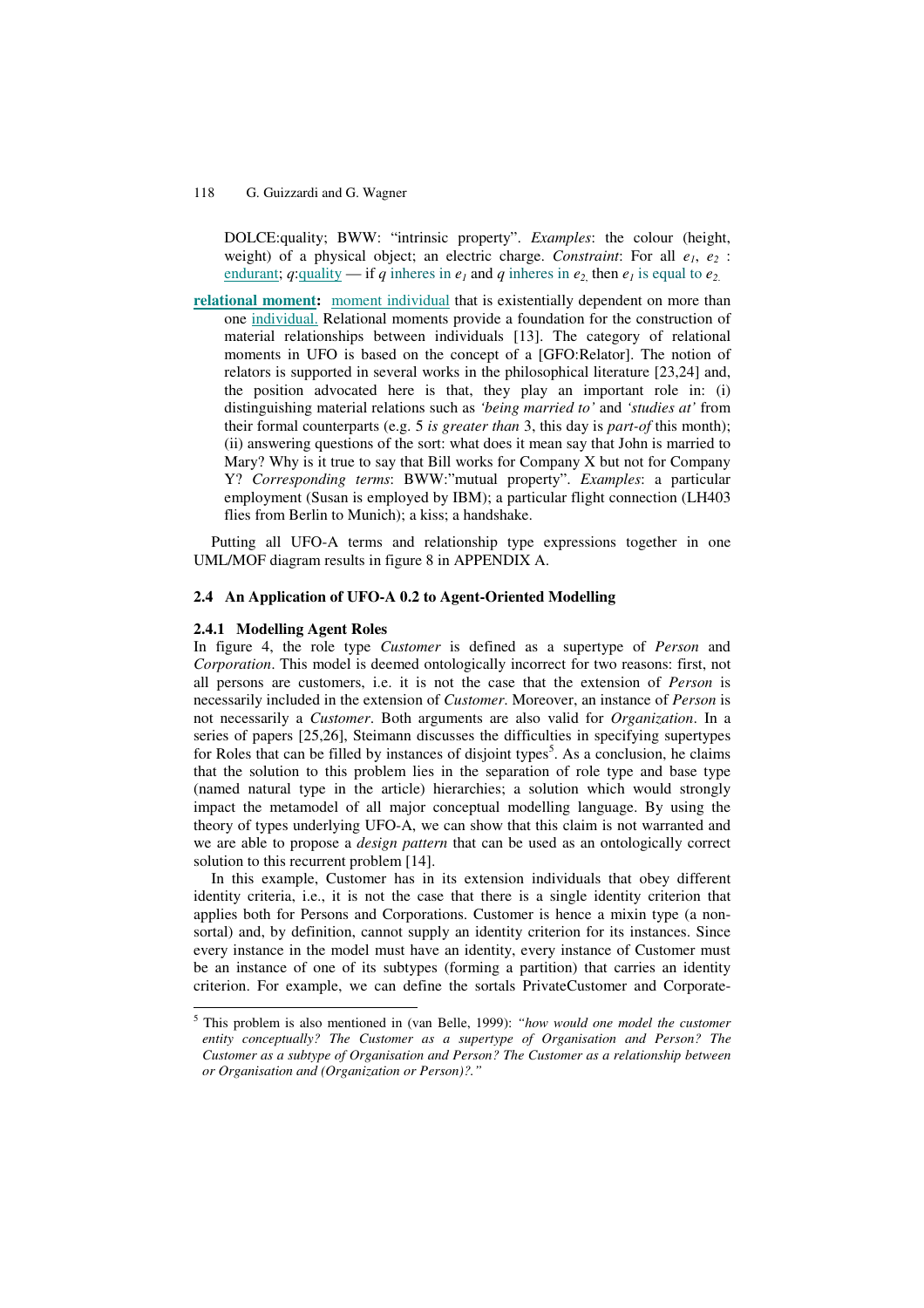DOLCE:quality; BWW: "intrinsic property". *Examples*: the colour (height, weight) of a physical object; an electric charge. *Constraint*: For all $e_1$, $e_2$ : endurant; *q*:quality — if *q* inheres in $e_1$ and *q* inheres in $e_2$, then $e_1$ is equal to $e_2$.

**relational moment:** moment individual that is existentially dependent on more than one individual. Relational moments provide a foundation for the construction of material relationships between individuals [13]. The category of relational moments in UFO is based on the concept of a [GFO:Relator]. The notion of relators is supported in several works in the philosophical literature [23,24] and, the position advocated here is that, they play an important role in: (i) distinguishing material relations such as *'being married to'* and *'studies at'* from their formal counterparts (e.g. 5 *is greater than* 3, this day is *part-of* this month); (ii) answering questions of the sort: what does it mean say that John is married to Mary? Why is it true to say that Bill works for Company X but not for Company Y? *Corresponding terms*: BWW:"mutual property". *Examples*: a particular employment (Susan is employed by IBM); a particular flight connection (LH403 flies from Berlin to Munich); a kiss; a handshake.

Putting all UFO-A terms and relationship type expressions together in one UML/MOF diagram results in figure 8 in APPENDIX A.

## 2.4 An Application of UFO-A 0.2 to Agent-Oriented Modelling

### 2.4.1 Modelling Agent Roles

In figure 4, the role type *Customer* is defined as a supertype of *Person* and *Corporation*. This model is deemed ontologically incorrect for two reasons: first, not all persons are customers, i.e. it is not the case that the extension of *Person* is necessarily included in the extension of *Customer*. Moreover, an instance of *Person* is not necessarily a *Customer*. Both arguments are also valid for *Organization*. In a series of papers [25,26], Steimann discusses the difficulties in specifying supertypes for Roles that can be filled by instances of disjoint types[5]. As a conclusion, he claims that the solution to this problem lies in the separation of role type and base type (named natural type in the article) hierarchies; a solution which would strongly impact the metamodel of all major conceptual modelling language. By using the theory of types underlying UFO-A, we can show that this claim is not warranted and we are able to propose a *design pattern* that can be used as an ontologically correct solution to this recurrent problem [14].

In this example, Customer has in its extension individuals that obey different identity criteria, i.e., it is not the case that there is a single identity criterion that applies both for Persons and Corporations. Customer is hence a mixin type (a non-sortal) and, by definition, cannot supply an identity criterion for its instances. Since every instance in the model must have an identity, every instance of Customer must be an instance of one of its subtypes (forming a partition) that carries an identity criterion. For example, we can define the sortals PrivateCustomer and Corporate-

---

[5] This problem is also mentioned in (van Belle, 1999): *"how would one model the customer entity conceptually? The Customer as a supertype of Organisation and Person? The Customer as a subtype of Organisation and Person? The Customer as a relationship between or Organisation and (Organization or Person)?."*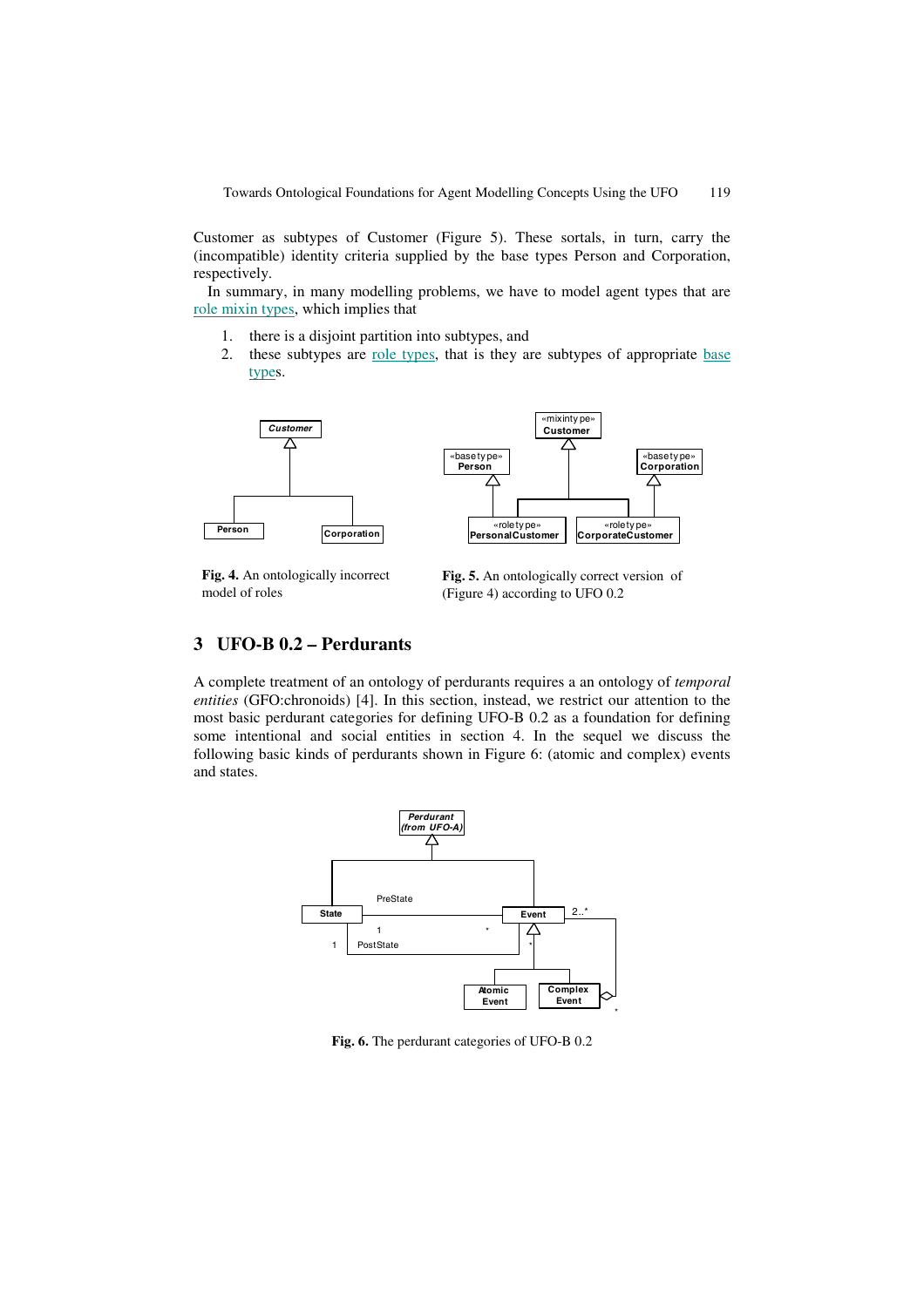Customer as subtypes of Customer (Figure 5). These sortals, in turn, carry the (incompatible) identity criteria supplied by the base types Person and Corporation, respectively.

In summary, in many modelling problems, we have to model agent types that are role mixin types, which implies that

1. there is a disjoint partition into subtypes, and
2. these subtypes are role types, that is they are subtypes of appropriate base types.

**Fig. 4.** An ontologically incorrect model of roles

**Fig. 5.** An ontologically correct version of (Figure 4) according to UFO 0.2

## 3 UFO-B 0.2 – Perdurants

A complete treatment of an ontology of perdurants requires a an ontology of *temporal entities* (GFO:chronoids) [4]. In this section, instead, we restrict our attention to the most basic perdurant categories for defining UFO-B 0.2 as a foundation for defining some intentional and social entities in section 4. In the sequel we discuss the following basic kinds of perdurants shown in Figure 6: (atomic and complex) events and states.

**Fig. 6.** The perdurant categories of UFO-B 0.2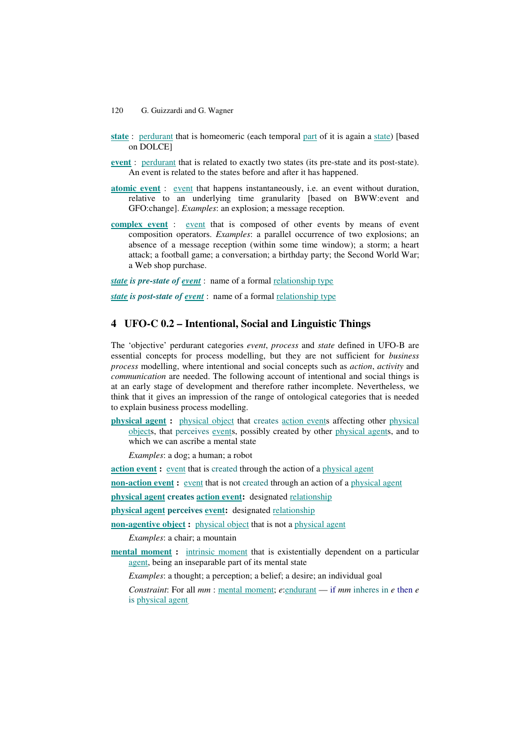**state** : perdurant that is homeomeric (each temporal part of it is again a state) [based on DOLCE]

**event** : perdurant that is related to exactly two states (its pre-state and its post-state). An event is related to the states before and after it has happened.

**atomic event** : event that happens instantaneously, i.e. an event without duration, relative to an underlying time granularity [based on BWW:event and GFO:change]. *Examples*: an explosion; a message reception.

**complex event** : event that is composed of other events by means of event composition operators. *Examples*: a parallel occurrence of two explosions; an absence of a message reception (within some time window); a storm; a heart attack; a football game; a conversation; a birthday party; the Second World War; a Web shop purchase.

***state is pre-state of event*** : name of a formal relationship type

***state is post-state of event*** : name of a formal relationship type

## 4 UFO-C 0.2 – Intentional, Social and Linguistic Things

The 'objective' perdurant categories *event*, *process* and *state* defined in UFO-B are essential concepts for process modelling, but they are not sufficient for *business process* modelling, where intentional and social concepts such as *action*, *activity* and *communication* are needed. The following account of intentional and social things is at an early stage of development and therefore rather incomplete. Nevertheless, we think that it gives an impression of the range of ontological categories that is needed to explain business process modelling.

**physical agent :** physical object that creates action events affecting other physical objects, that perceives events, possibly created by other physical agents, and to which we can ascribe a mental state

*Examples*: a dog; a human; a robot

**action event :** event that is created through the action of a physical agent

**non-action event :** event that is not created through an action of a physical agent

**physical agent creates action event:** designated relationship

**physical agent perceives event:** designated relationship

**non-agentive object :** physical object that is not a physical agent

*Examples*: a chair; a mountain

**mental moment :** intrinsic moment that is existentially dependent on a particular agent, being an inseparable part of its mental state

*Examples*: a thought; a perception; a belief; a desire; an individual goal

*Constraint*: For all *mm* : mental moment; *e*:endurant — if *mm* inheres in *e* then *e* is physical agent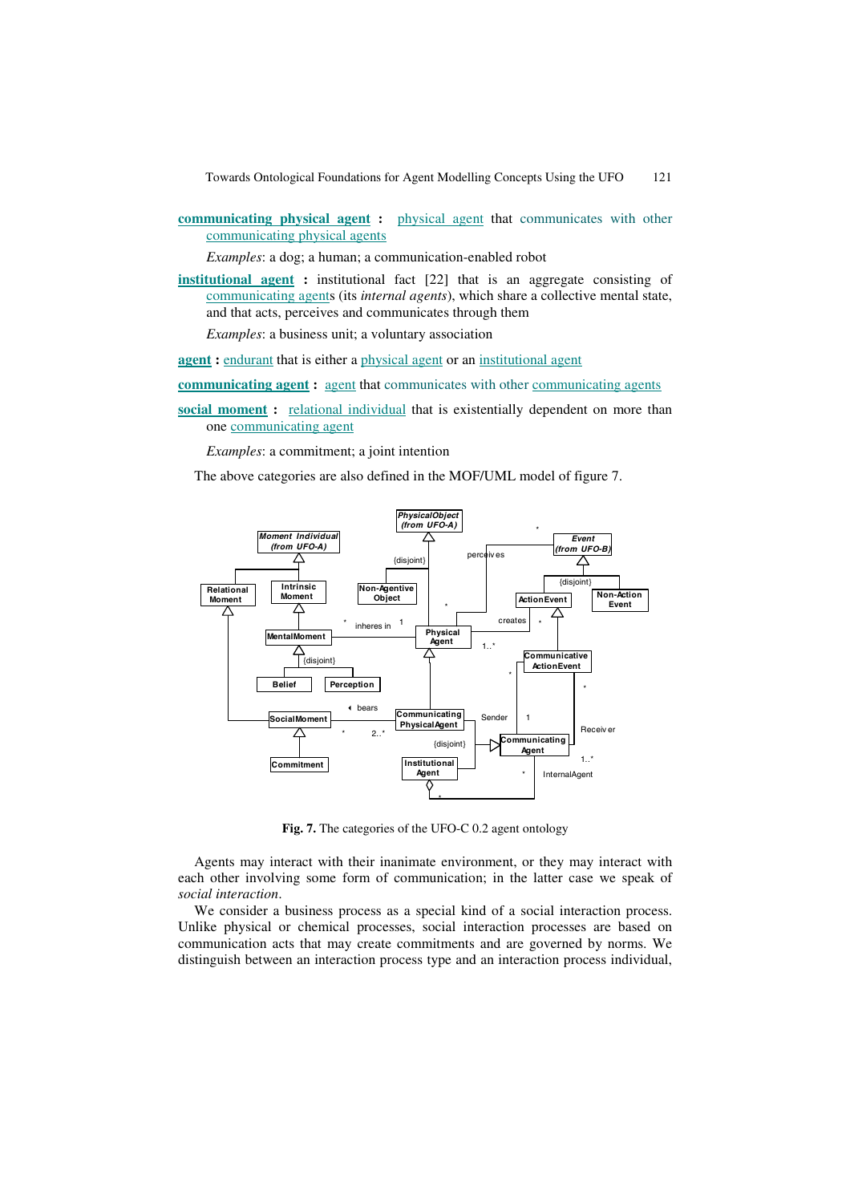**communicating physical agent :** physical agent that communicates with other communicating physical agents

*Examples*: a dog; a human; a communication-enabled robot

**institutional agent :** institutional fact [22] that is an aggregate consisting of communicating agents (its *internal agents*), which share a collective mental state, and that acts, perceives and communicates through them

*Examples*: a business unit; a voluntary association

**agent :** endurant that is either a physical agent or an institutional agent

**communicating agent :** agent that communicates with other communicating agents

**social moment :** relational individual that is existentially dependent on more than one communicating agent

*Examples*: a commitment; a joint intention

The above categories are also defined in the MOF/UML model of figure 7.

**Fig. 7.** The categories of the UFO-C 0.2 agent ontology

Agents may interact with their inanimate environment, or they may interact with each other involving some form of communication; in the latter case we speak of *social interaction*.

We consider a business process as a special kind of a social interaction process. Unlike physical or chemical processes, social interaction processes are based on communication acts that may create commitments and are governed by norms. We distinguish between an interaction process type and an interaction process individual,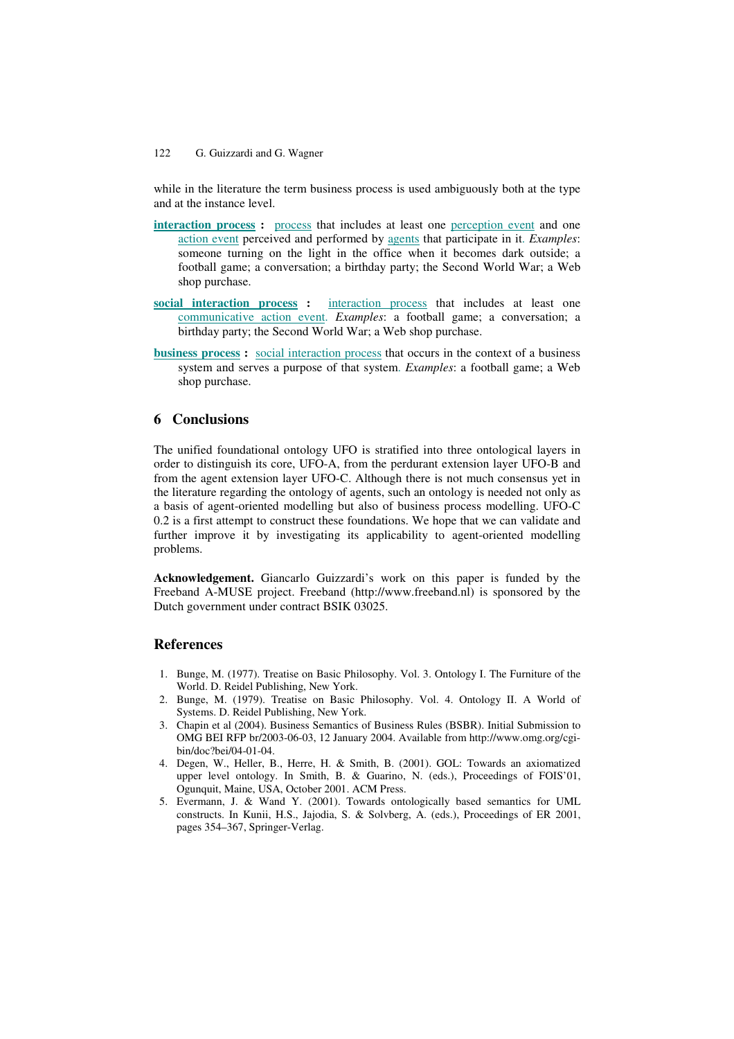while in the literature the term business process is used ambiguously both at the type and at the instance level.

**interaction process :** process that includes at least one perception event and one action event perceived and performed by agents that participate in it. *Examples*: someone turning on the light in the office when it becomes dark outside; a football game; a conversation; a birthday party; the Second World War; a Web shop purchase.

**social interaction process :** interaction process that includes at least one communicative action event. *Examples*: a football game; a conversation; a birthday party; the Second World War; a Web shop purchase.

**business process :** social interaction process that occurs in the context of a business system and serves a purpose of that system. *Examples*: a football game; a Web shop purchase.

## 6 Conclusions

The unified foundational ontology UFO is stratified into three ontological layers in order to distinguish its core, UFO-A, from the perdurant extension layer UFO-B and from the agent extension layer UFO-C. Although there is not much consensus yet in the literature regarding the ontology of agents, such an ontology is needed not only as a basis of agent-oriented modelling but also of business process modelling. UFO-C 0.2 is a first attempt to construct these foundations. We hope that we can validate and further improve it by investigating its applicability to agent-oriented modelling problems.

**Acknowledgement.** Giancarlo Guizzardi's work on this paper is funded by the Freeband A-MUSE project. Freeband (http://www.freeband.nl) is sponsored by the Dutch government under contract BSIK 03025.

## References

1. Bunge, M. (1977). Treatise on Basic Philosophy. Vol. 3. Ontology I. The Furniture of the World. D. Reidel Publishing, New York.
2. Bunge, M. (1979). Treatise on Basic Philosophy. Vol. 4. Ontology II. A World of Systems. D. Reidel Publishing, New York.
3. Chapin et al (2004). Business Semantics of Business Rules (BSBR). Initial Submission to OMG BEI RFP br/2003-06-03, 12 January 2004. Available from http://www.omg.org/cgi-bin/doc?bei/04-01-04.
4. Degen, W., Heller, B., Herre, H. & Smith, B. (2001). GOL: Towards an axiomatized upper level ontology. In Smith, B. & Guarino, N. (eds.), Proceedings of FOIS'01, Ogunquit, Maine, USA, October 2001. ACM Press.
5. Evermann, J. & Wand Y. (2001). Towards ontologically based semantics for UML constructs. In Kunii, H.S., Jajodia, S. & Solvberg, A. (eds.), Proceedings of ER 2001, pages 354–367, Springer-Verlag.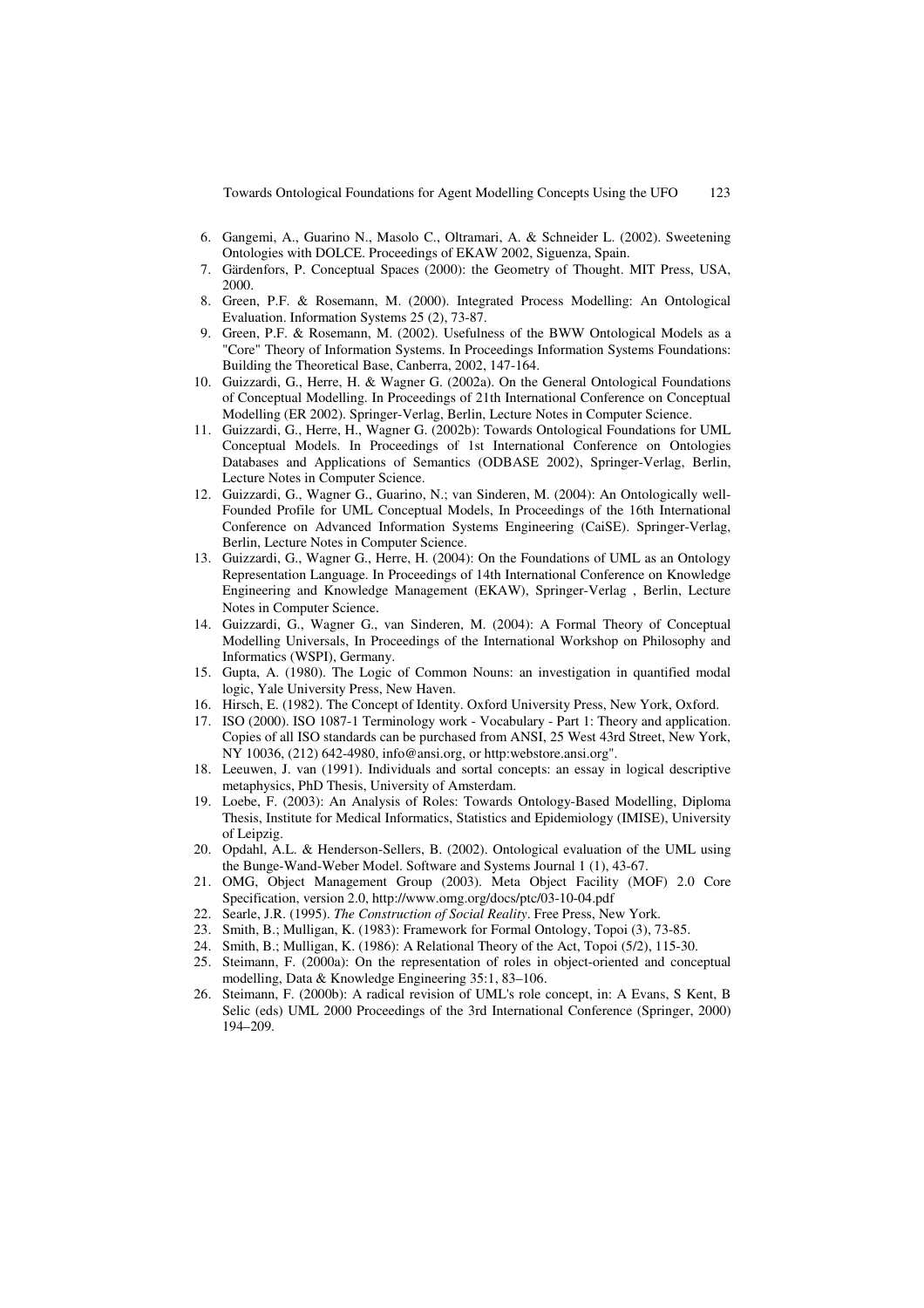6. Gangemi, A., Guarino N., Masolo C., Oltramari, A. & Schneider L. (2002). Sweetening Ontologies with DOLCE. Proceedings of EKAW 2002, Siguenza, Spain.
7. Gärdenfors, P. Conceptual Spaces (2000): the Geometry of Thought. MIT Press, USA, 2000.
8. Green, P.F. & Rosemann, M. (2000). Integrated Process Modelling: An Ontological Evaluation. Information Systems 25 (2), 73-87.
9. Green, P.F. & Rosemann, M. (2002). Usefulness of the BWW Ontological Models as a "Core" Theory of Information Systems. In Proceedings Information Systems Foundations: Building the Theoretical Base, Canberra, 2002, 147-164.
10. Guizzardi, G., Herre, H. & Wagner G. (2002a). On the General Ontological Foundations of Conceptual Modelling. In Proceedings of 21th International Conference on Conceptual Modelling (ER 2002). Springer-Verlag, Berlin, Lecture Notes in Computer Science.
11. Guizzardi, G., Herre, H., Wagner G. (2002b): Towards Ontological Foundations for UML Conceptual Models. In Proceedings of 1st International Conference on Ontologies Databases and Applications of Semantics (ODBASE 2002), Springer-Verlag, Berlin, Lecture Notes in Computer Science.
12. Guizzardi, G., Wagner G., Guarino, N.; van Sinderen, M. (2004): An Ontologically well-Founded Profile for UML Conceptual Models, In Proceedings of the 16th International Conference on Advanced Information Systems Engineering (CaiSE). Springer-Verlag, Berlin, Lecture Notes in Computer Science.
13. Guizzardi, G., Wagner G., Herre, H. (2004): On the Foundations of UML as an Ontology Representation Language. In Proceedings of 14th International Conference on Knowledge Engineering and Knowledge Management (EKAW), Springer-Verlag , Berlin, Lecture Notes in Computer Science.
14. Guizzardi, G., Wagner G., van Sinderen, M. (2004): A Formal Theory of Conceptual Modelling Universals, In Proceedings of the International Workshop on Philosophy and Informatics (WSPI), Germany.
15. Gupta, A. (1980). The Logic of Common Nouns: an investigation in quantified modal logic, Yale University Press, New Haven.
16. Hirsch, E. (1982). The Concept of Identity. Oxford University Press, New York, Oxford.
17. ISO (2000). ISO 1087-1 Terminology work - Vocabulary - Part 1: Theory and application. Copies of all ISO standards can be purchased from ANSI, 25 West 43rd Street, New York, NY 10036, (212) 642-4980, info@ansi.org, or http:webstore.ansi.org".
18. Leeuwen, J. van (1991). Individuals and sortal concepts: an essay in logical descriptive metaphysics, PhD Thesis, University of Amsterdam.
19. Loebe, F. (2003): An Analysis of Roles: Towards Ontology-Based Modelling, Diploma Thesis, Institute for Medical Informatics, Statistics and Epidemiology (IMISE), University of Leipzig.
20. Opdahl, A.L. & Henderson-Sellers, B. (2002). Ontological evaluation of the UML using the Bunge-Wand-Weber Model. Software and Systems Journal 1 (1), 43-67.
21. OMG, Object Management Group (2003). Meta Object Facility (MOF) 2.0 Core Specification, version 2.0, http://www.omg.org/docs/ptc/03-10-04.pdf
22. Searle, J.R. (1995). *The Construction of Social Reality*. Free Press, New York.
23. Smith, B.; Mulligan, K. (1983): Framework for Formal Ontology, Topoi (3), 73-85.
24. Smith, B.; Mulligan, K. (1986): A Relational Theory of the Act, Topoi (5/2), 115-30.
25. Steimann, F. (2000a): On the representation of roles in object-oriented and conceptual modelling, Data & Knowledge Engineering 35:1, 83–106.
26. Steimann, F. (2000b): A radical revision of UML's role concept, in: A Evans, S Kent, B Selic (eds) UML 2000 Proceedings of the 3rd International Conference (Springer, 2000) 194–209.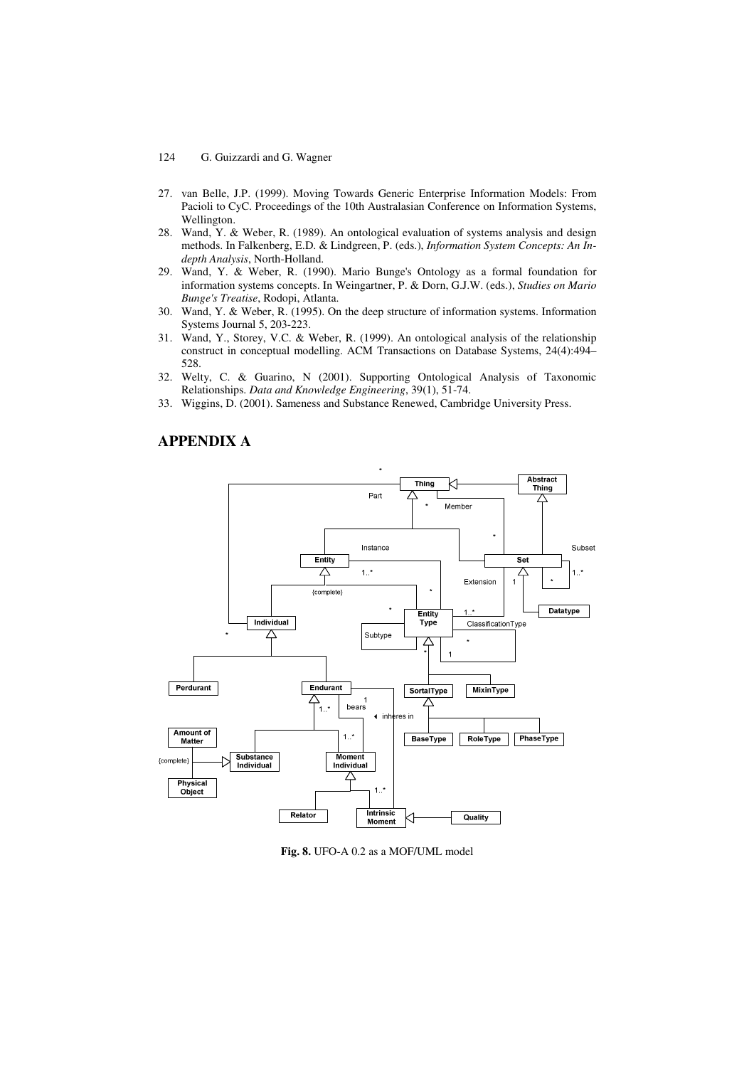27. van Belle, J.P. (1999). Moving Towards Generic Enterprise Information Models: From Pacioli to CyC. Proceedings of the 10th Australasian Conference on Information Systems, Wellington.
28. Wand, Y. & Weber, R. (1989). An ontological evaluation of systems analysis and design methods. In Falkenberg, E.D. & Lindgreen, P. (eds.), *Information System Concepts: An In-depth Analysis*, North-Holland.
29. Wand, Y. & Weber, R. (1990). Mario Bunge's Ontology as a formal foundation for information systems concepts. In Weingartner, P. & Dorn, G.J.W. (eds.), *Studies on Mario Bunge's Treatise*, Rodopi, Atlanta.
30. Wand, Y. & Weber, R. (1995). On the deep structure of information systems. Information Systems Journal 5, 203-223.
31. Wand, Y., Storey, V.C. & Weber, R. (1999). An ontological analysis of the relationship construct in conceptual modelling. ACM Transactions on Database Systems, 24(4):494–528.
32. Welty, C. & Guarino, N (2001). Supporting Ontological Analysis of Taxonomic Relationships. *Data and Knowledge Engineering*, 39(1), 51-74.
33. Wiggins, D. (2001). Sameness and Substance Renewed, Cambridge University Press.

# APPENDIX A

Thing
Abstract Thing
Part
Member
Instance
Subset
Entity
Set
Extension
Datatype
Individual
Entity Type
ClassificationType
Subtype
Perdurant
Endurant
SortalType
MixinType
bears
inheres in
BaseType
RoleType
PhaseType
Amount of Matter
Substance Individual
Moment Individual
Physical Object
Relator
Intrinsic Moment
Quality
{complete}

**Fig. 8.** UFO-A 0.2 as a MOF/UML model